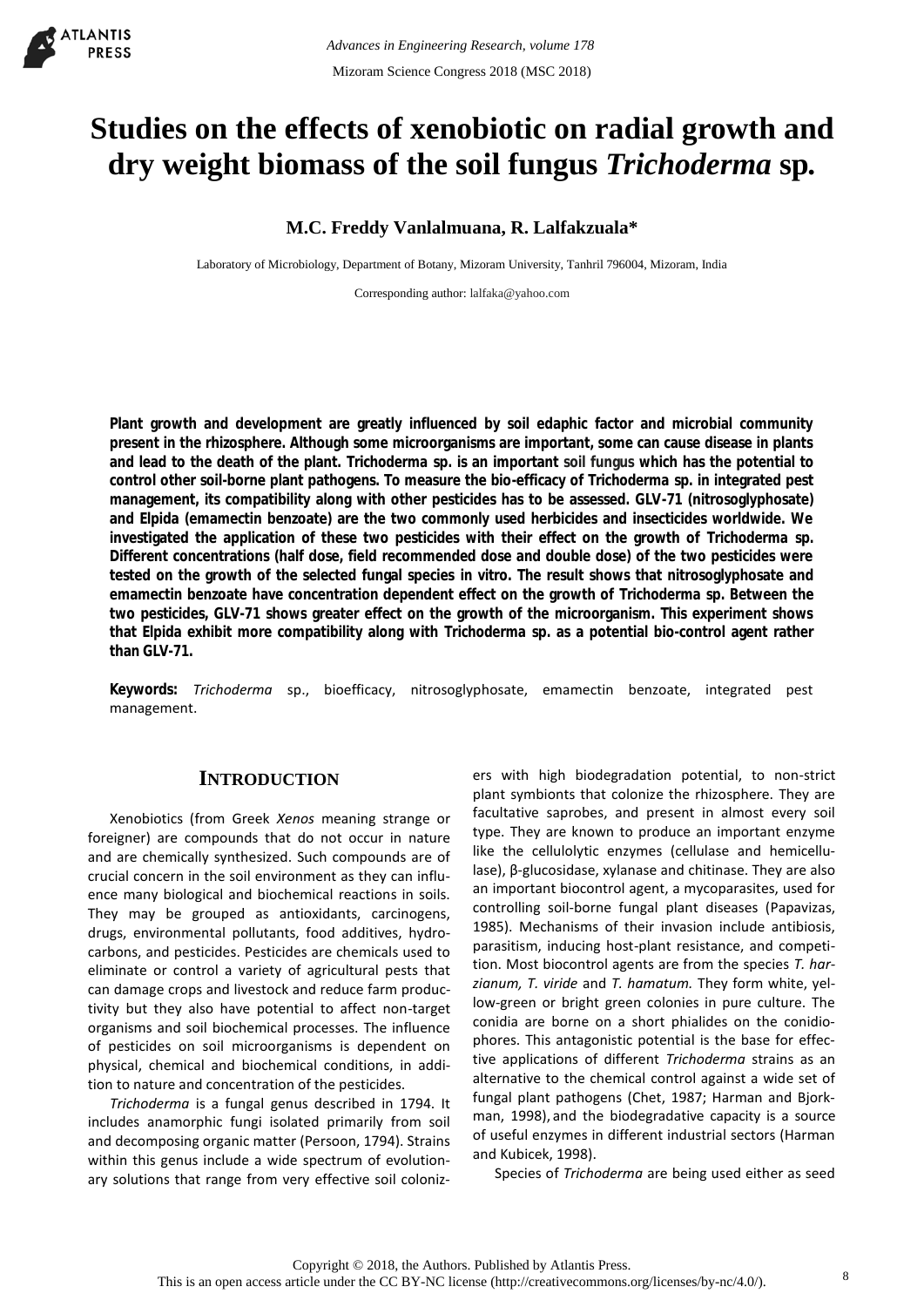# Studies on the effects of xenobiotic on radial growth and dry weight biomass of the soil fungus *Trichoderma* sp.

**M.C. Freddy Vanlalmuana, R. Lalfakzuala***

Laboratory of Microbiology, Department of Botany, Mizoram University, Tanhril 796004, Mizoram, India

Corresponding author: lalfaka@yahoo.com

**Plant growth and development are greatly influenced by soil edaphic factor and microbial community present in the rhizosphere. Although some microorganisms are important, some can cause disease in plants and lead to the death of the plant. Trichoderma sp. is an important soil fungus which has the potential to control other soil-borne plant pathogens. To measure the bio-efficacy of Trichoderma sp. in integrated pest management, its compatibility along with other pesticides has to be assessed. GLV-71 (nitrosoglyphosate) and Elpida (emamectin benzoate) are the two commonly used herbicides and insecticides worldwide. We investigated the application of these two pesticides with their effect on the growth of Trichoderma sp. Different concentrations (half dose, field recommended dose and double dose) of the two pesticides were tested on the growth of the selected fungal species in vitro. The result shows that nitrosoglyphosate and emamectin benzoate have concentration dependent effect on the growth of Trichoderma sp. Between the two pesticides, GLV-71 shows greater effect on the growth of the microorganism. This experiment shows that Elpida exhibit more compatibility along with Trichoderma sp. as a potential bio-control agent rather than GLV-71.**

**Keywords:** *Trichoderma* sp., bioefficacy, nitrosoglyphosate, emamectin benzoate, integrated pest management.

## INTRODUCTION

Xenobiotics (from Greek *Xenos* meaning strange or foreigner) are compounds that do not occur in nature and are chemically synthesized. Such compounds are of crucial concern in the soil environment as they can influence many biological and biochemical reactions in soils. They may be grouped as antioxidants, carcinogens, drugs, environmental pollutants, food additives, hydrocarbons, and pesticides. Pesticides are chemicals used to eliminate or control a variety of agricultural pests that can damage crops and livestock and reduce farm productivity but they also have potential to affect non-target organisms and soil biochemical processes. The influence of pesticides on soil microorganisms is dependent on physical, chemical and biochemical conditions, in addition to nature and concentration of the pesticides.

*Trichoderma* is a fungal genus described in 1794. It includes anamorphic fungi isolated primarily from soil and decomposing organic matter (Persoon, 1794). Strains within this genus include a wide spectrum of evolutionary solutions that range from very effective soil colonizers with high biodegradation potential, to non-strict plant symbionts that colonize the rhizosphere. They are facultative saprobes, and present in almost every soil type. They are known to produce an important enzyme like the cellulolytic enzymes (cellulase and hemicellulase), β-glucosidase, xylanase and chitinase. They are also an important biocontrol agent, a mycoparasites, used for controlling soil-borne fungal plant diseases (Papavizas, 1985). Mechanisms of their invasion include antibiosis, parasitism, inducing host-plant resistance, and competition. Most biocontrol agents are from the species *T. harzianum, T. viride* and *T. hamatum.* They form white, yellow-green or bright green colonies in pure culture. The conidia are borne on a short phialides on the conidiophores. This antagonistic potential is the base for effective applications of different *Trichoderma* strains as an alternative to the chemical control against a wide set of fungal plant pathogens (Chet, 1987; Harman and Bjorkman, 1998), and the biodegradative capacity is a source of useful enzymes in different industrial sectors (Harman and Kubicek, 1998).

Species of *Trichoderma* are being used either as seed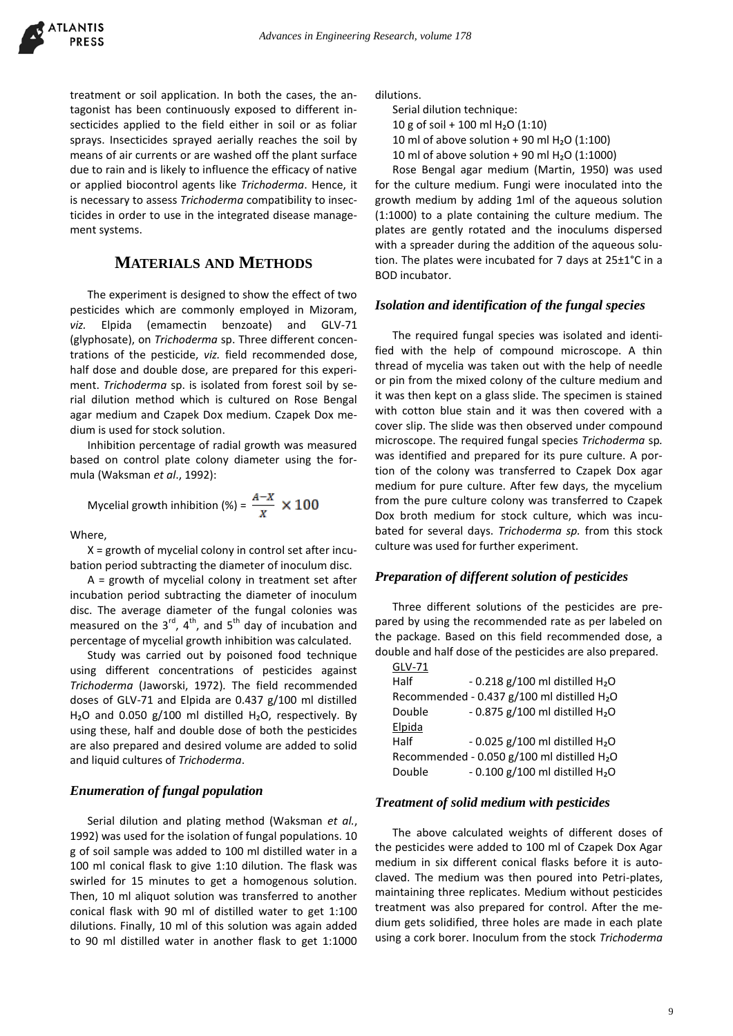treatment or soil application. In both the cases, the antagonist has been continuously exposed to different insecticides applied to the field either in soil or as foliar sprays. Insecticides sprayed aerially reaches the soil by means of air currents or are washed off the plant surface due to rain and is likely to influence the efficacy of native or applied biocontrol agents like *Trichoderma*. Hence, it is necessary to assess *Trichoderma* compatibility to insecticides in order to use in the integrated disease management systems.

## MATERIALS AND METHODS

The experiment is designed to show the effect of two pesticides which are commonly employed in Mizoram, *viz.* Elpida (emamectin benzoate) and GLV-71 (glyphosate), on *Trichoderma* sp. Three different concentrations of the pesticide, *viz.* field recommended dose, half dose and double dose, are prepared for this experiment. *Trichoderma* sp. is isolated from forest soil by serial dilution method which is cultured on Rose Bengal agar medium and Czapek Dox medium. Czapek Dox medium is used for stock solution.

Inhibition percentage of radial growth was measured based on control plate colony diameter using the formula (Waksman *et al*., 1992):

$$\text{Mycelial growth inhibition (\%)} = \frac{A-X}{X} \times 100$$

Where,

X = growth of mycelial colony in control set after incubation period subtracting the diameter of inoculum disc.

A = growth of mycelial colony in treatment set after incubation period subtracting the diameter of inoculum disc. The average diameter of the fungal colonies was measured on the 3rd, 4th, and 5th day of incubation and percentage of mycelial growth inhibition was calculated.

Study was carried out by poisoned food technique using different concentrations of pesticides against *Trichoderma* (Jaworski, 1972). The field recommended doses of GLV-71 and Elpida are 0.437 g/100 ml distilled $H_2O$ and 0.050 g/100 ml distilled $H_2O$, respectively. By using these, half and double dose of both the pesticides are also prepared and desired volume are added to solid and liquid cultures of *Trichoderma*.

### *Enumeration of fungal population*

Serial dilution and plating method (Waksman *et al.*, 1992) was used for the isolation of fungal populations. 10 g of soil sample was added to 100 ml distilled water in a 100 ml conical flask to give 1:10 dilution. The flask was swirled for 15 minutes to get a homogenous solution. Then, 10 ml aliquot solution was transferred to another conical flask with 90 ml of distilled water to get 1:100 dilutions. Finally, 10 ml of this solution was again added to 90 ml distilled water in another flask to get 1:1000 dilutions.

Serial dilution technique:

10 g of soil + 100 ml $H_2O$ (1:10)

10 ml of above solution + 90 ml $H_2O$ (1:100)

10 ml of above solution + 90 ml $H_2O$ (1:1000)

Rose Bengal agar medium (Martin, 1950) was used for the culture medium. Fungi were inoculated into the growth medium by adding 1ml of the aqueous solution (1:1000) to a plate containing the culture medium. The plates are gently rotated and the inoculums dispersed with a spreader during the addition of the aqueous solution. The plates were incubated for 7 days at 25±1°C in a BOD incubator.

### *Isolation and identification of the fungal species*

The required fungal species was isolated and identified with the help of compound microscope. A thin thread of mycelia was taken out with the help of needle or pin from the mixed colony of the culture medium and it was then kept on a glass slide. The specimen is stained with cotton blue stain and it was then covered with a cover slip. The slide was then observed under compound microscope. The required fungal species *Trichoderma* sp*.* was identified and prepared for its pure culture. A portion of the colony was transferred to Czapek Dox agar medium for pure culture. After few days, the mycelium from the pure culture colony was transferred to Czapek Dox broth medium for stock culture, which was incubated for several days. *Trichoderma sp.* from this stock culture was used for further experiment.

### *Preparation of different solution of pesticides*

Three different solutions of the pesticides are prepared by using the recommended rate as per labeled on the package. Based on this field recommended dose, a double and half dose of the pesticides are also prepared.

<u>GLV-71</u>

Half - 0.218 g/100 ml distilled $H_2O$

Recommended - 0.437 g/100 ml distilled $H_2O$

Double - 0.875 g/100 ml distilled $H_2O$

<u>Elpida</u>

Half - 0.025 g/100 ml distilled $H_2O$

Recommended - 0.050 g/100 ml distilled $H_2O$

Double - 0.100 g/100 ml distilled $H_2O$

### *Treatment of solid medium with pesticides*

The above calculated weights of different doses of the pesticides were added to 100 ml of Czapek Dox Agar medium in six different conical flasks before it is autoclaved. The medium was then poured into Petri-plates, maintaining three replicates. Medium without pesticides treatment was also prepared for control. After the medium gets solidified, three holes are made in each plate using a cork borer. Inoculum from the stock *Trichoderma*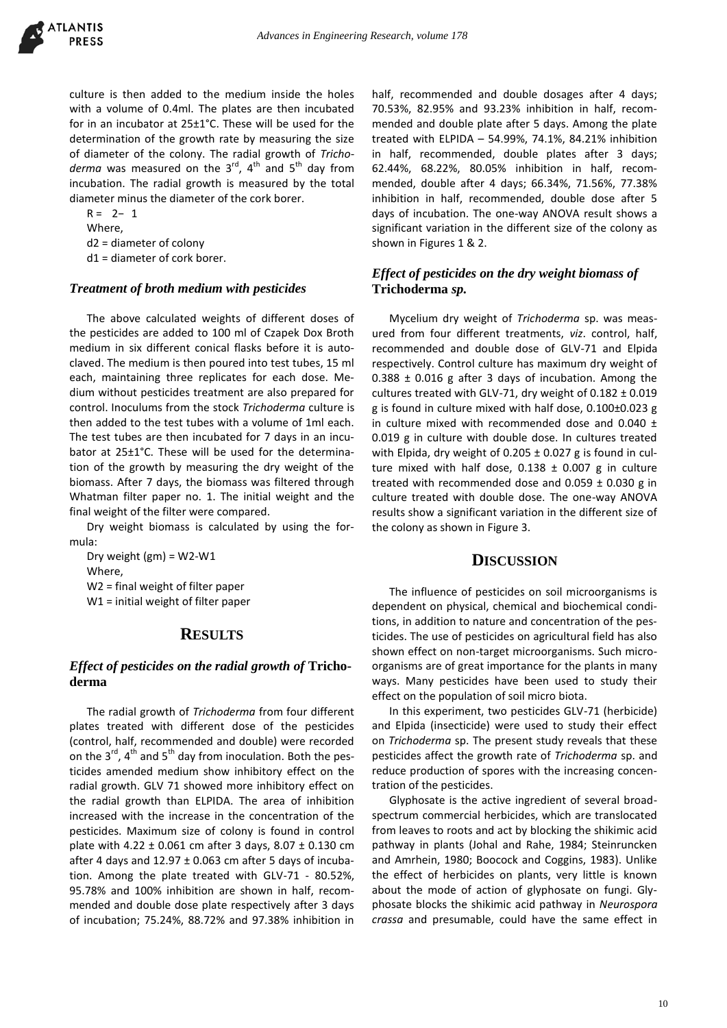culture is then added to the medium inside the holes with a volume of 0.4ml. The plates are then incubated for in an incubator at 25±1°C. These will be used for the determination of the growth rate by measuring the size of diameter of the colony. The radial growth of *Trichoderma* was measured on the 3rd, 4th and 5th day from incubation. The radial growth is measured by the total diameter minus the diameter of the cork borer.

$R = 2 - 1$

Where,

d2 = diameter of colony

d1 = diameter of cork borer.

### *Treatment of broth medium with pesticides*

The above calculated weights of different doses of the pesticides are added to 100 ml of Czapek Dox Broth medium in six different conical flasks before it is autoclaved. The medium is then poured into test tubes, 15 ml each, maintaining three replicates for each dose. Medium without pesticides treatment are also prepared for control. Inoculums from the stock *Trichoderma* culture is then added to the test tubes with a volume of 1ml each. The test tubes are then incubated for 7 days in an incubator at 25±1°C. These will be used for the determination of the growth by measuring the dry weight of the biomass. After 7 days, the biomass was filtered through Whatman filter paper no. 1. The initial weight and the final weight of the filter were compared.

Dry weight biomass is calculated by using the formula:

Dry weight (gm) = W2-W1

Where,

W2 = final weight of filter paper

W1 = initial weight of filter paper

## RESULTS

### *Effect of pesticides on the radial growth of* Trichoderma

The radial growth of *Trichoderma* from four different plates treated with different dose of the pesticides (control, half, recommended and double) were recorded on the 3rd, 4th and 5th day from inoculation. Both the pesticides amended medium show inhibitory effect on the radial growth. GLV 71 showed more inhibitory effect on the radial growth than ELPIDA. The area of inhibition increased with the increase in the concentration of the pesticides. Maximum size of colony is found in control plate with 4.22 ± 0.061 cm after 3 days, 8.07 ± 0.130 cm after 4 days and 12.97 ± 0.063 cm after 5 days of incubation. Among the plate treated with GLV-71 - 80.52%, 95.78% and 100% inhibition are shown in half, recommended and double dose plate respectively after 3 days of incubation; 75.24%, 88.72% and 97.38% inhibition in half, recommended and double dosages after 4 days; 70.53%, 82.95% and 93.23% inhibition in half, recommended and double plate after 5 days. Among the plate treated with ELPIDA – 54.99%, 74.1%, 84.21% inhibition in half, recommended, double plates after 3 days; 62.44%, 68.22%, 80.05% inhibition in half, recommended, double after 4 days; 66.34%, 71.56%, 77.38% inhibition in half, recommended, double dose after 5 days of incubation. The one-way ANOVA result shows a significant variation in the different size of the colony as shown in Figures 1 & 2.

### *Effect of pesticides on the dry weight biomass of* Trichoderma *sp.*

Mycelium dry weight of *Trichoderma* sp. was measured from four different treatments, *viz*. control, half, recommended and double dose of GLV-71 and Elpida respectively. Control culture has maximum dry weight of 0.388 ± 0.016 g after 3 days of incubation. Among the cultures treated with GLV-71, dry weight of 0.182 ± 0.019 g is found in culture mixed with half dose, 0.100±0.023 g in culture mixed with recommended dose and 0.040 ± 0.019 g in culture with double dose. In cultures treated with Elpida, dry weight of 0.205 ± 0.027 g is found in culture mixed with half dose, 0.138 ± 0.007 g in culture treated with recommended dose and 0.059 ± 0.030 g in culture treated with double dose. The one-way ANOVA results show a significant variation in the different size of the colony as shown in Figure 3.

## DISCUSSION

The influence of pesticides on soil microorganisms is dependent on physical, chemical and biochemical conditions, in addition to nature and concentration of the pesticides. The use of pesticides on agricultural field has also shown effect on non-target microorganisms. Such microorganisms are of great importance for the plants in many ways. Many pesticides have been used to study their effect on the population of soil micro biota.

In this experiment, two pesticides GLV-71 (herbicide) and Elpida (insecticide) were used to study their effect on *Trichoderma* sp. The present study reveals that these pesticides affect the growth rate of *Trichoderma* sp. and reduce production of spores with the increasing concentration of the pesticides.

Glyphosate is the active ingredient of several broad-spectrum commercial herbicides, which are translocated from leaves to roots and act by blocking the shikimic acid pathway in plants (Johal and Rahe, 1984; Steinruncken and Amrhein, 1980; Boocock and Coggins, 1983). Unlike the effect of herbicides on plants, very little is known about the mode of action of glyphosate on fungi. Glyphosate blocks the shikimic acid pathway in *Neurospora crassa* and presumable, could have the same effect in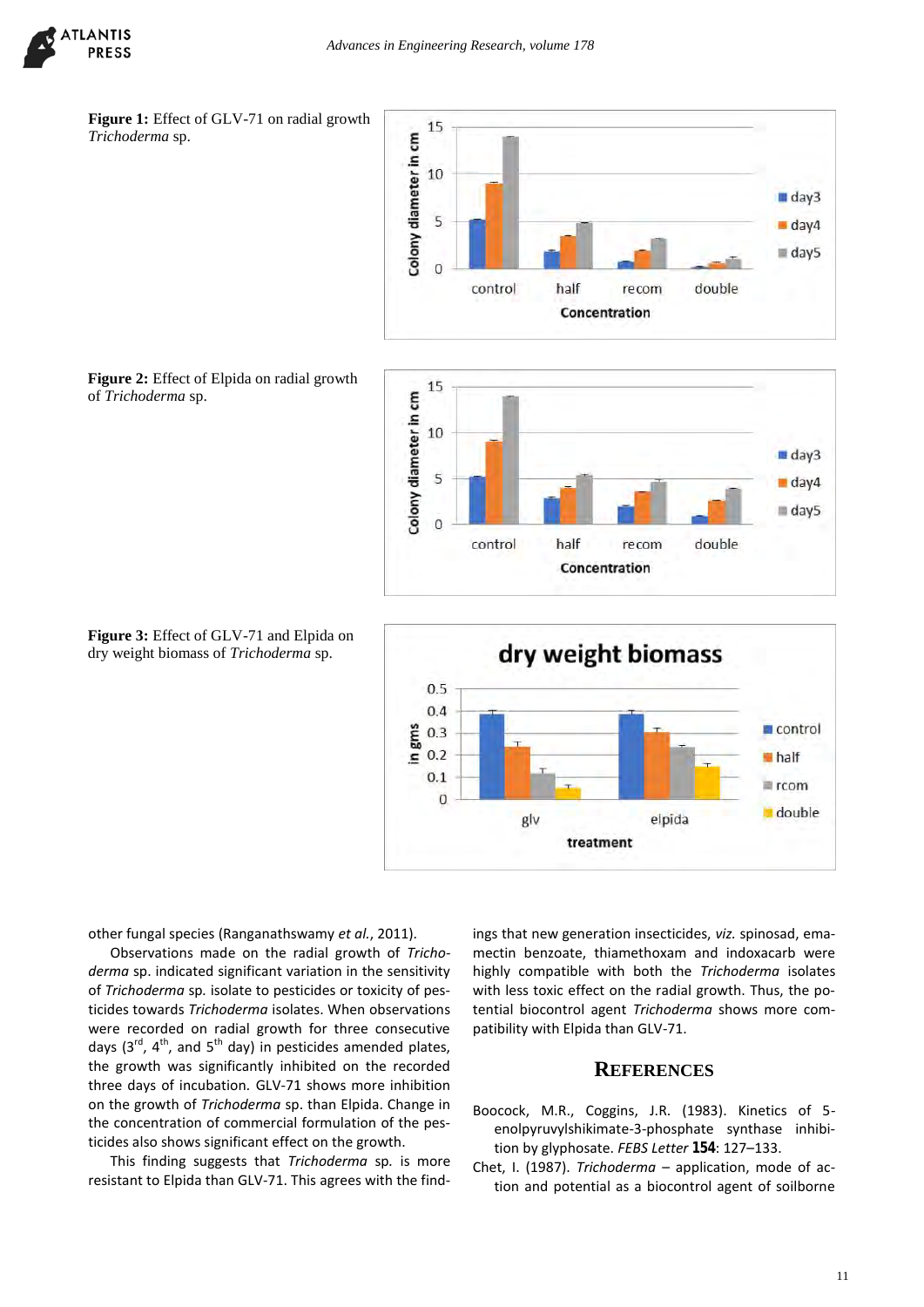**Figure 1:** Effect of GLV-71 on radial growth *Trichoderma* sp.

**Figure 2:** Effect of Elpida on radial growth of *Trichoderma* sp.

**Figure 3:** Effect of GLV-71 and Elpida on dry weight biomass of *Trichoderma* sp.

other fungal species (Ranganathswamy *et al.*, 2011).

Observations made on the radial growth of *Trichoderma* sp. indicated significant variation in the sensitivity of *Trichoderma* sp. isolate to pesticides or toxicity of pesticides towards *Trichoderma* isolates. When observations were recorded on radial growth for three consecutive days (3[rd], 4[th], and 5[th] day) in pesticides amended plates, the growth was significantly inhibited on the recorded three days of incubation. GLV-71 shows more inhibition on the growth of *Trichoderma* sp. than Elpida. Change in the concentration of commercial formulation of the pesticides also shows significant effect on the growth.

This finding suggests that *Trichoderma* sp. is more resistant to Elpida than GLV-71. This agrees with the findings that new generation insecticides, *viz.* spinosad, emamectin benzoate, thiamethoxam and indoxacarb were highly compatible with both the *Trichoderma* isolates with less toxic effect on the radial growth. Thus, the potential biocontrol agent *Trichoderma* shows more compatibility with Elpida than GLV-71.

## REFERENCES

Boocock, M.R., Coggins, J.R. (1983). Kinetics of 5-enolpyruvylshikimate-3-phosphate synthase inhibition by glyphosate. *FEBS Letter* **154**: 127–133.

Chet, I. (1987). *Trichoderma* – application, mode of action and potential as a biocontrol agent of soilborne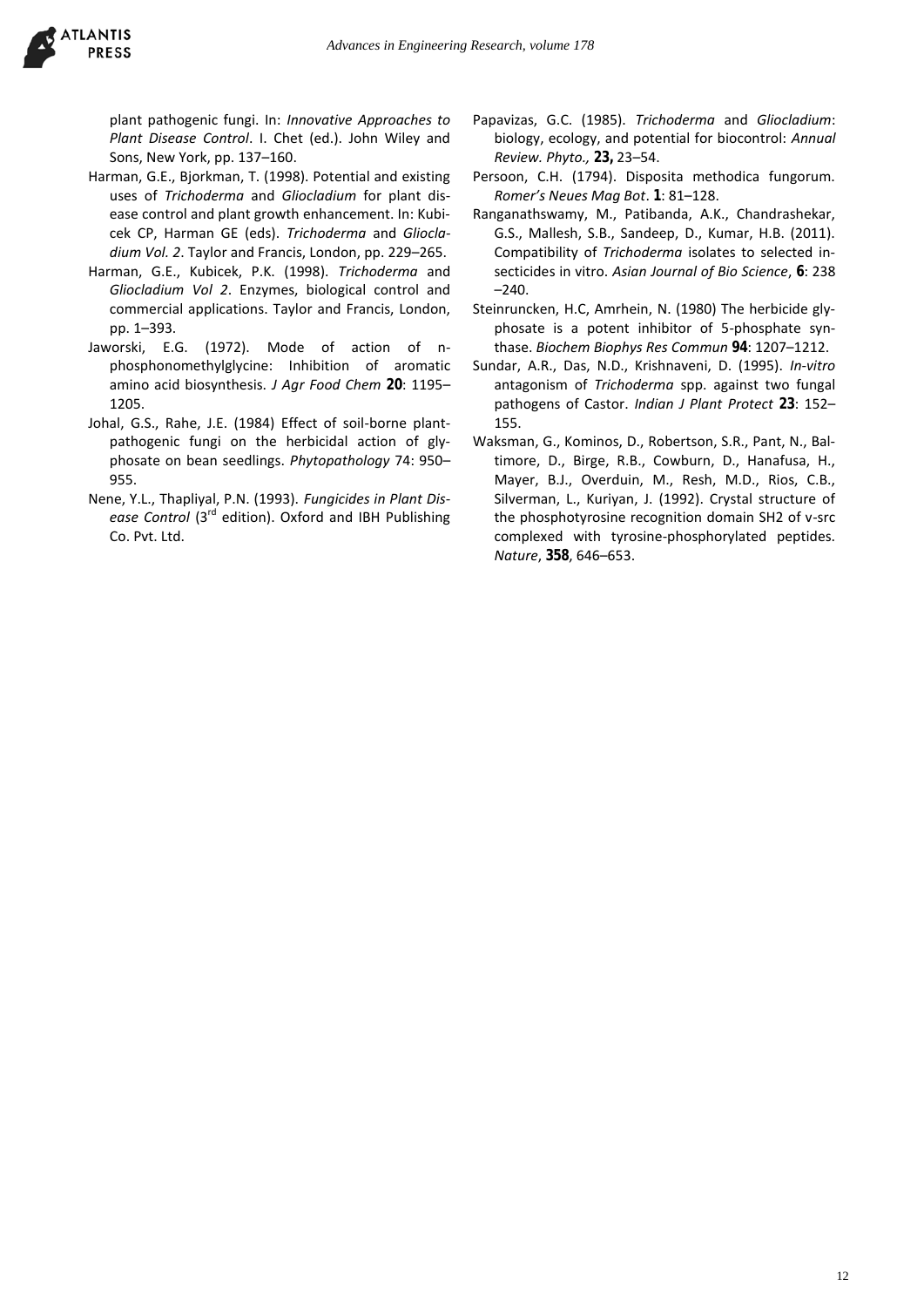plant pathogenic fungi. In: *Innovative Approaches to Plant Disease Control*. I. Chet (ed.). John Wiley and Sons, New York, pp. 137–160.

Harman, G.E., Bjorkman, T. (1998). Potential and existing uses of *Trichoderma* and *Gliocladium* for plant disease control and plant growth enhancement. In: Kubicek CP, Harman GE (eds). *Trichoderma* and *Gliocladium Vol. 2*. Taylor and Francis, London, pp. 229–265.

Harman, G.E., Kubicek, P.K. (1998). *Trichoderma* and *Gliocladium Vol 2*. Enzymes, biological control and commercial applications. Taylor and Francis, London, pp. 1–393.

Jaworski, E.G. (1972). Mode of action of n-phosphonomethylglycine: Inhibition of aromatic amino acid biosynthesis. *J Agr Food Chem* **20**: 1195–1205.

Johal, G.S., Rahe, J.E. (1984) Effect of soil-borne plant-pathogenic fungi on the herbicidal action of glyphosate on bean seedlings. *Phytopathology* 74: 950–955.

Nene, Y.L., Thapliyal, P.N. (1993). *Fungicides in Plant Disease Control* (3rd edition). Oxford and IBH Publishing Co. Pvt. Ltd.

Papavizas, G.C. (1985). *Trichoderma* and *Gliocladium*: biology, ecology, and potential for biocontrol: *Annual Review. Phyto.,* **23,** 23–54.

Persoon, C.H. (1794). Disposita methodica fungorum. *Romer's Neues Mag Bot*. **1**: 81–128.

Ranganathswamy, M., Patibanda, A.K., Chandrashekar, G.S., Mallesh, S.B., Sandeep, D., Kumar, H.B. (2011). Compatibility of *Trichoderma* isolates to selected insecticides in vitro. *Asian Journal of Bio Science*, **6**: 238–240.

Steinruncken, H.C, Amrhein, N. (1980) The herbicide glyphosate is a potent inhibitor of 5-phosphate synthase. *Biochem Biophys Res Commun* **94**: 1207–1212.

Sundar, A.R., Das, N.D., Krishnaveni, D. (1995). *In-vitro* antagonism of *Trichoderma* spp. against two fungal pathogens of Castor. *Indian J Plant Protect* **23**: 152–155.

Waksman, G., Kominos, D., Robertson, S.R., Pant, N., Baltimore, D., Birge, R.B., Cowburn, D., Hanafusa, H., Mayer, B.J., Overduin, M., Resh, M.D., Rios, C.B., Silverman, L., Kuriyan, J. (1992). Crystal structure of the phosphotyrosine recognition domain SH2 of v-src complexed with tyrosine-phosphorylated peptides. *Nature*, **358**, 646–653.